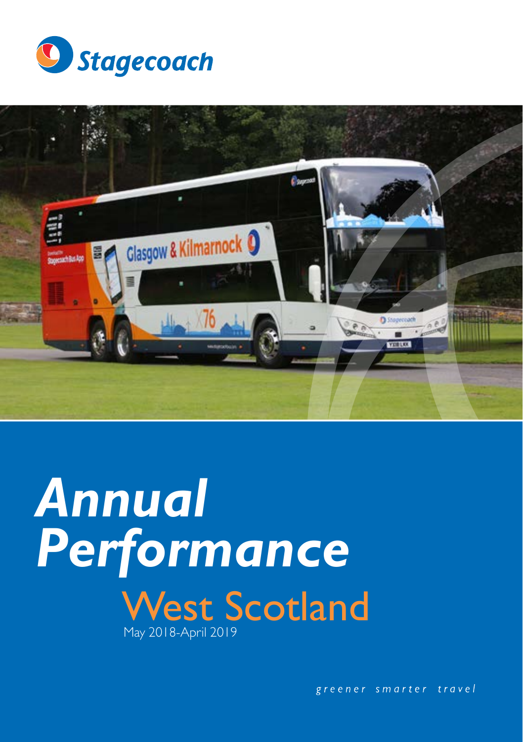Stagecoach

# *Annual Performance*

## West Scotland

May 2018-April 2019

*greener smarter travel*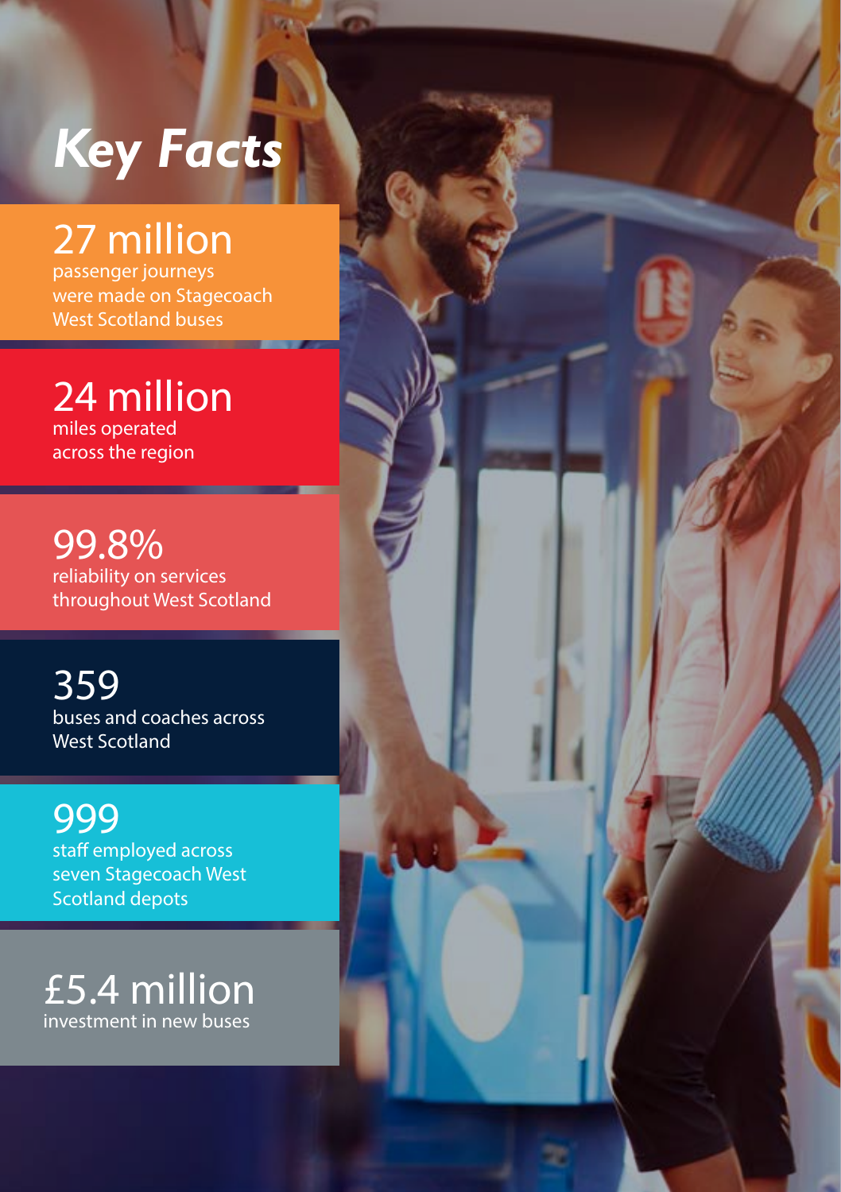# *Key Facts*

**27 million**
passenger journeys were made on Stagecoach West Scotland buses

**24 million**
miles operated across the region

**99.8%**
reliability on services throughout West Scotland

**359**
buses and coaches across West Scotland

**999**
staff employed across seven Stagecoach West Scotland depots

**£5.4 million**
investment in new buses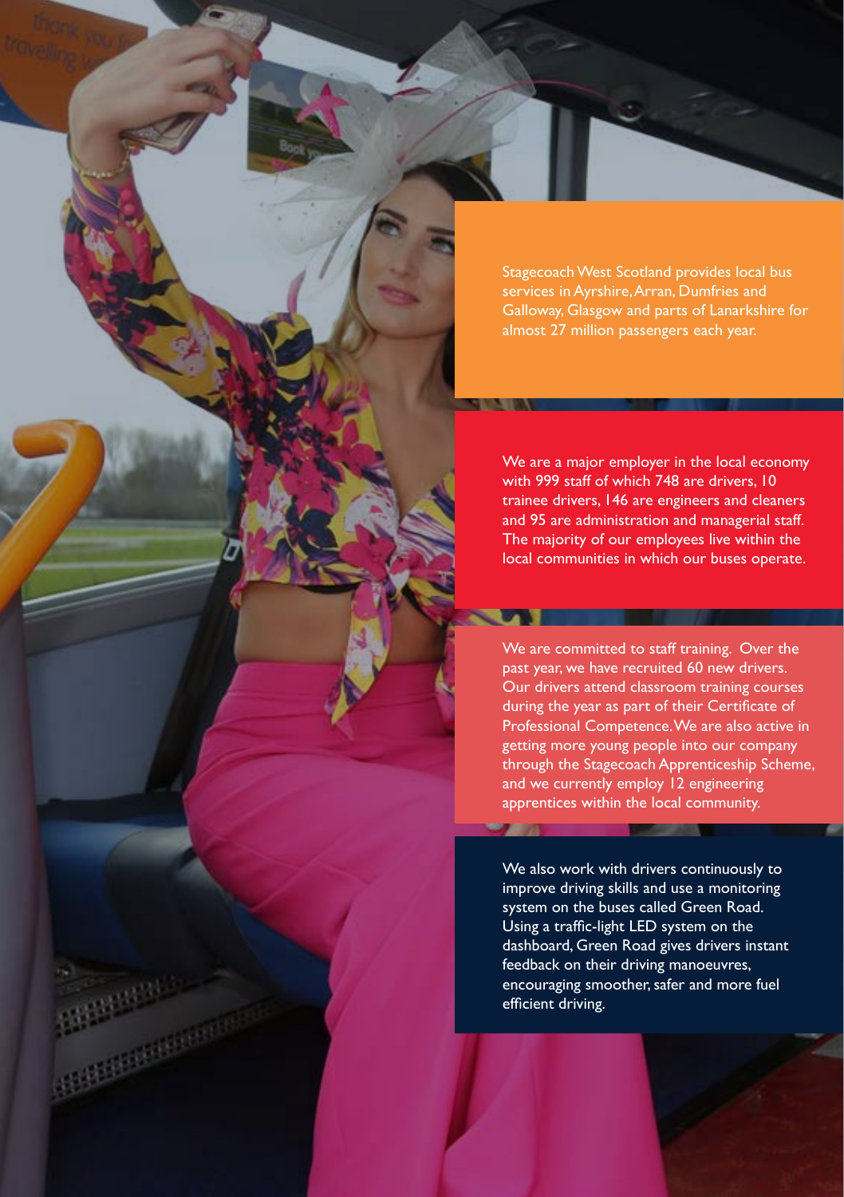Stagecoach West Scotland provides local bus services in Ayrshire, Arran, Dumfries and Galloway, Glasgow and parts of Lanarkshire for almost 27 million passengers each year.

We are a major employer in the local economy with 999 staff of which 748 are drivers, 10 trainee drivers, 146 are engineers and cleaners and 95 are administration and managerial staff. The majority of our employees live within the local communities in which our buses operate.

We are committed to staff training. Over the past year, we have recruited 60 new drivers. Our drivers attend classroom training courses during the year as part of their Certificate of Professional Competence. We are also active in getting more young people into our company through the Stagecoach Apprenticeship Scheme, and we currently employ 12 engineering apprentices within the local community.

We also work with drivers continuously to improve driving skills and use a monitoring system on the buses called Green Road. Using a traffic-light LED system on the dashboard, Green Road gives drivers instant feedback on their driving manoeuvres, encouraging smoother, safer and more fuel efficient driving.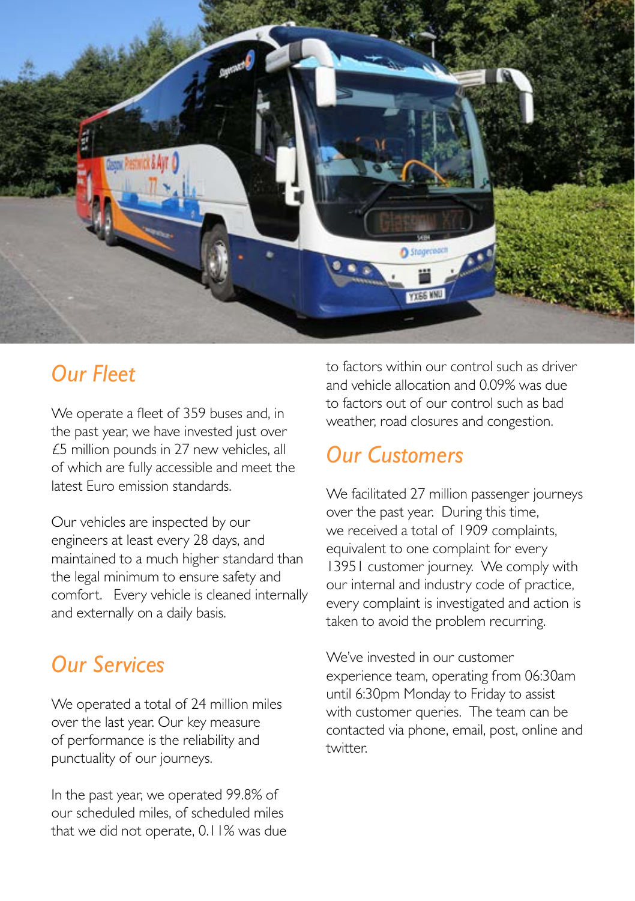## Our Fleet

We operate a fleet of 359 buses and, in the past year, we have invested just over £5 million pounds in 27 new vehicles, all of which are fully accessible and meet the latest Euro emission standards.

Our vehicles are inspected by our engineers at least every 28 days, and maintained to a much higher standard than the legal minimum to ensure safety and comfort. Every vehicle is cleaned internally and externally on a daily basis.

## Our Services

We operated a total of 24 million miles over the last year. Our key measure of performance is the reliability and punctuality of our journeys.

In the past year, we operated 99.8% of our scheduled miles, of scheduled miles that we did not operate, 0.11% was due to factors within our control such as driver and vehicle allocation and 0.09% was due to factors out of our control such as bad weather, road closures and congestion.

## Our Customers

We facilitated 27 million passenger journeys over the past year. During this time, we received a total of 1909 complaints, equivalent to one complaint for every 13951 customer journey. We comply with our internal and industry code of practice, every complaint is investigated and action is taken to avoid the problem recurring.

We've invested in our customer experience team, operating from 06:30am until 6:30pm Monday to Friday to assist with customer queries. The team can be contacted via phone, email, post, online and twitter.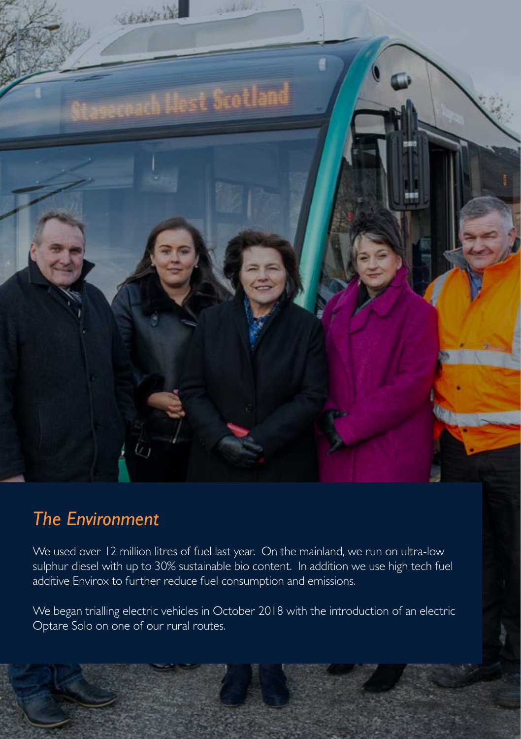## *The Environment*

We used over 12 million litres of fuel last year. On the mainland, we run on ultra-low sulphur diesel with up to 30% sustainable bio content. In addition we use high tech fuel additive Envirox to further reduce fuel consumption and emissions.

We began trialling electric vehicles in October 2018 with the introduction of an electric Optare Solo on one of our rural routes.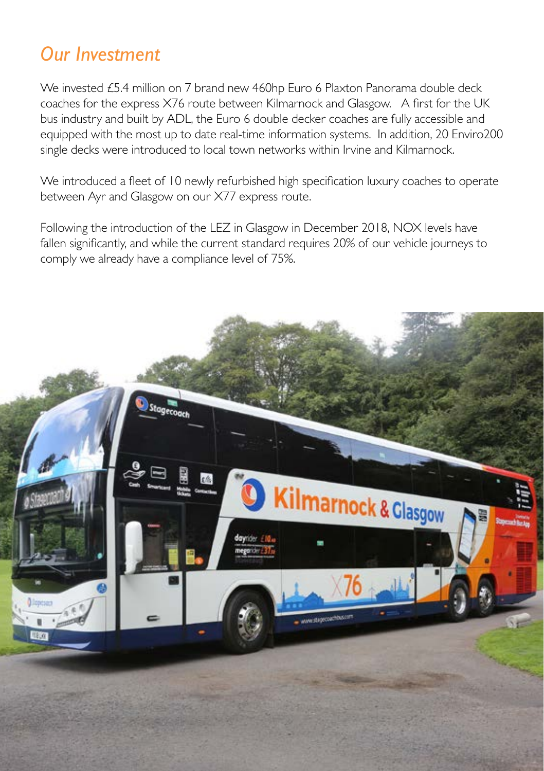## *Our Investment*

We invested £5.4 million on 7 brand new 460hp Euro 6 Plaxton Panorama double deck coaches for the express X76 route between Kilmarnock and Glasgow. A first for the UK bus industry and built by ADL, the Euro 6 double decker coaches are fully accessible and equipped with the most up to date real-time information systems. In addition, 20 Enviro200 single decks were introduced to local town networks within Irvine and Kilmarnock.

We introduced a fleet of 10 newly refurbished high specification luxury coaches to operate between Ayr and Glasgow on our X77 express route.

Following the introduction of the LEZ in Glasgow in December 2018, NOX levels have fallen significantly, and while the current standard requires 20% of our vehicle journeys to comply we already have a compliance level of 75%.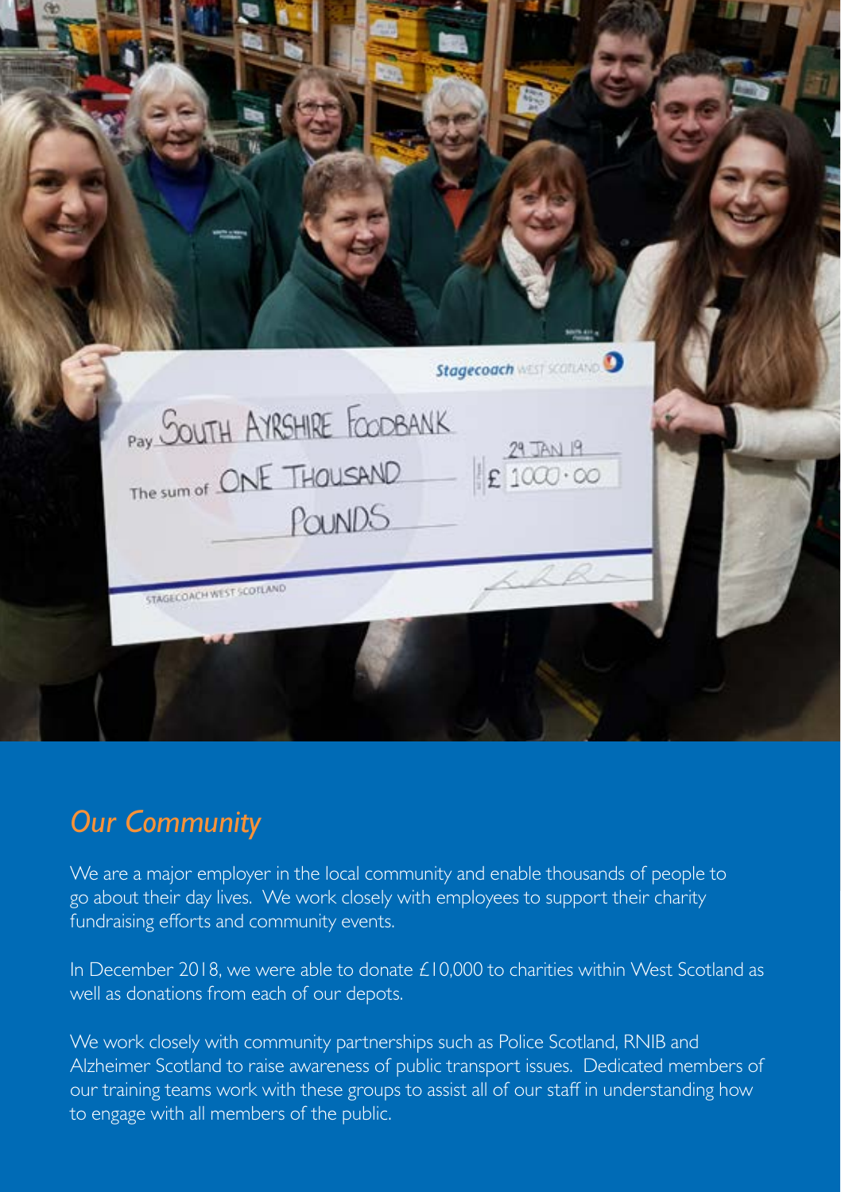## *Our Community*

We are a major employer in the local community and enable thousands of people to go about their day lives. We work closely with employees to support their charity fundraising efforts and community events.

In December 2018, we were able to donate £10,000 to charities within West Scotland as well as donations from each of our depots.

We work closely with community partnerships such as Police Scotland, RNIB and Alzheimer Scotland to raise awareness of public transport issues. Dedicated members of our training teams work with these groups to assist all of our staff in understanding how to engage with all members of the public.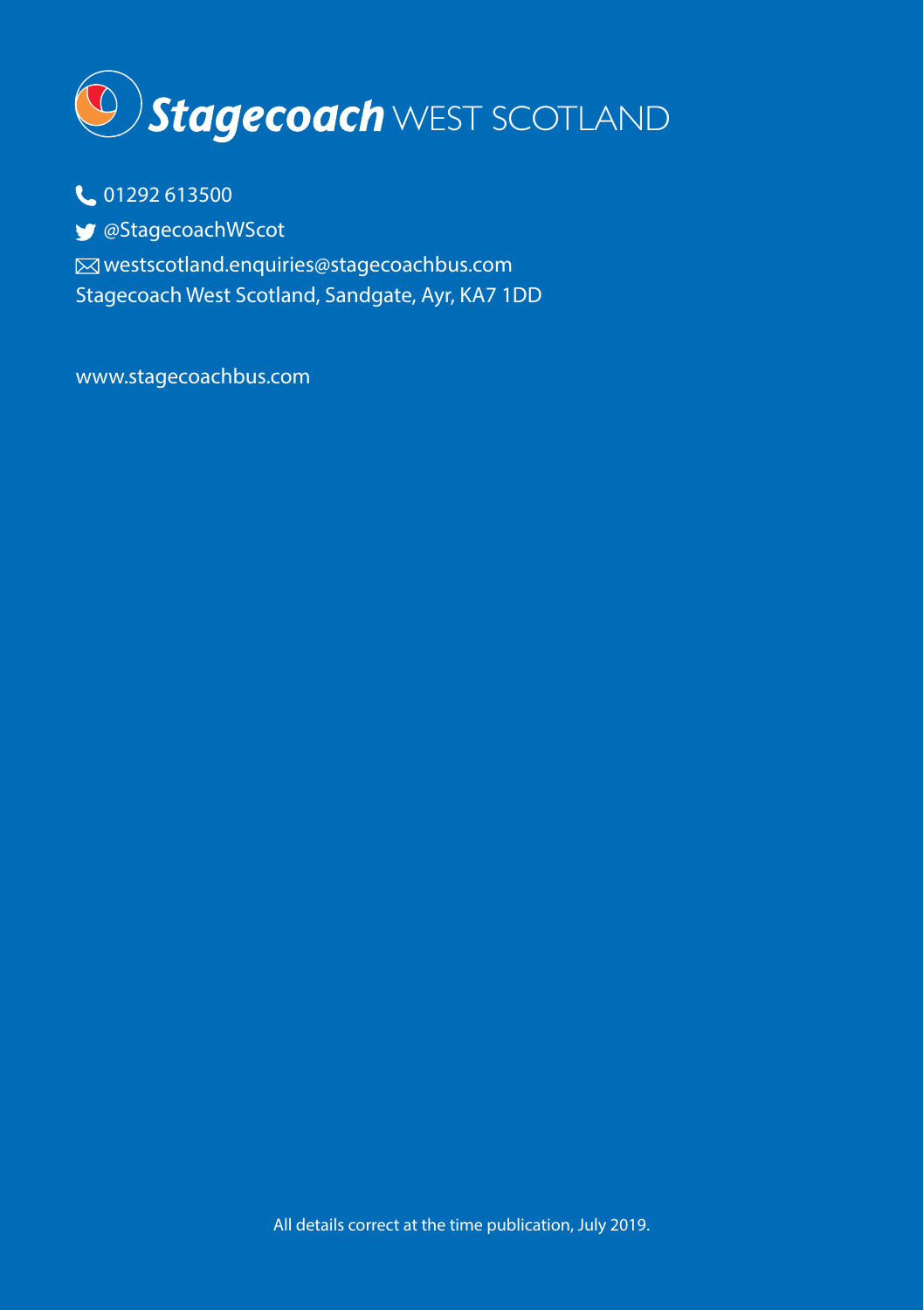**Stagecoach** WEST SCOTLAND

01292 613500

@StagecoachWScot

westscotland.enquiries@stagecoachbus.com

Stagecoach West Scotland, Sandgate, Ayr, KA7 1DD

www.stagecoachbus.com

All details correct at the time publication, July 2019.